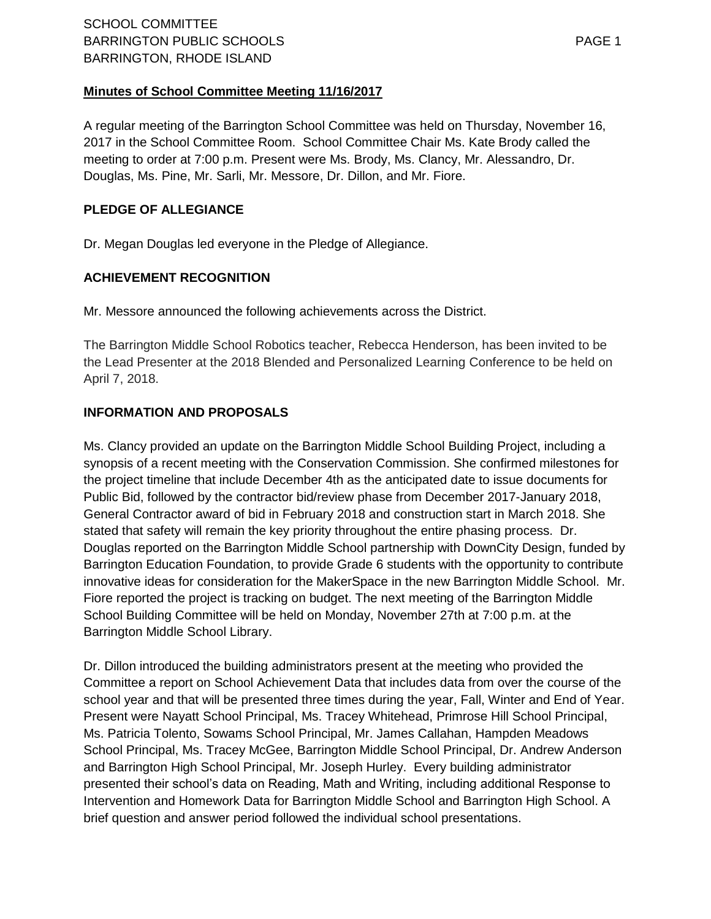## Minutes of School Committee Meeting 11/16/2017

A regular meeting of the Barrington School Committee was held on Thursday, November 16, 2017 in the School Committee Room. School Committee Chair Ms. Kate Brody called the meeting to order at 7:00 p.m. Present were Ms. Brody, Ms. Clancy, Mr. Alessandro, Dr. Douglas, Ms. Pine, Mr. Sarli, Mr. Messore, Dr. Dillon, and Mr. Fiore.

### PLEDGE OF ALLEGIANCE

Dr. Megan Douglas led everyone in the Pledge of Allegiance.

### ACHIEVEMENT RECOGNITION

Mr. Messore announced the following achievements across the District.

The Barrington Middle School Robotics teacher, Rebecca Henderson, has been invited to be the Lead Presenter at the 2018 Blended and Personalized Learning Conference to be held on April 7, 2018.

### INFORMATION AND PROPOSALS

Ms. Clancy provided an update on the Barrington Middle School Building Project, including a synopsis of a recent meeting with the Conservation Commission. She confirmed milestones for the project timeline that include December 4th as the anticipated date to issue documents for Public Bid, followed by the contractor bid/review phase from December 2017-January 2018, General Contractor award of bid in February 2018 and construction start in March 2018. She stated that safety will remain the key priority throughout the entire phasing process. Dr. Douglas reported on the Barrington Middle School partnership with DownCity Design, funded by Barrington Education Foundation, to provide Grade 6 students with the opportunity to contribute innovative ideas for consideration for the MakerSpace in the new Barrington Middle School. Mr. Fiore reported the project is tracking on budget. The next meeting of the Barrington Middle School Building Committee will be held on Monday, November 27th at 7:00 p.m. at the Barrington Middle School Library.

Dr. Dillon introduced the building administrators present at the meeting who provided the Committee a report on School Achievement Data that includes data from over the course of the school year and that will be presented three times during the year, Fall, Winter and End of Year. Present were Nayatt School Principal, Ms. Tracey Whitehead, Primrose Hill School Principal, Ms. Patricia Tolento, Sowams School Principal, Mr. James Callahan, Hampden Meadows School Principal, Ms. Tracey McGee, Barrington Middle School Principal, Dr. Andrew Anderson and Barrington High School Principal, Mr. Joseph Hurley. Every building administrator presented their school's data on Reading, Math and Writing, including additional Response to Intervention and Homework Data for Barrington Middle School and Barrington High School. A brief question and answer period followed the individual school presentations.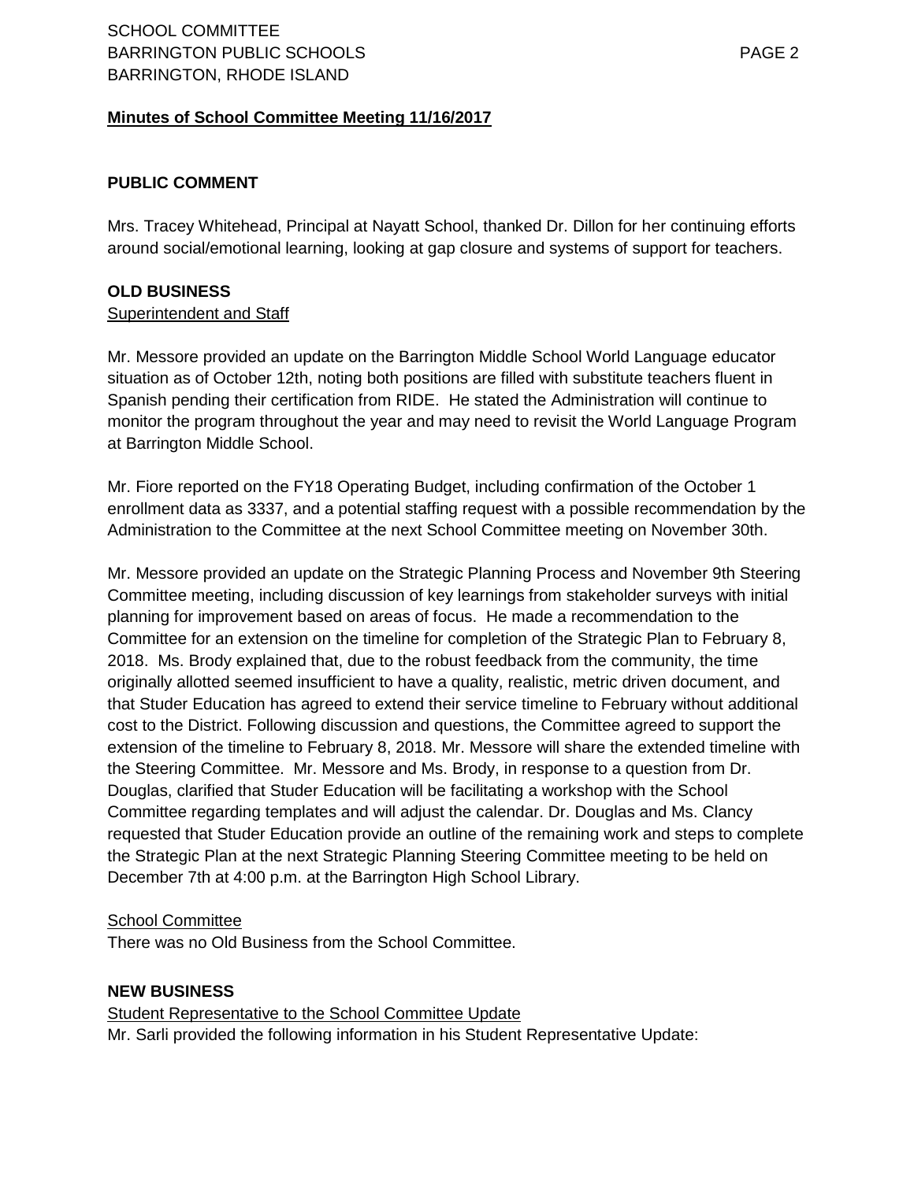**Minutes of School Committee Meeting 11/16/2017**

**PUBLIC COMMENT**

Mrs. Tracey Whitehead, Principal at Nayatt School, thanked Dr. Dillon for her continuing efforts around social/emotional learning, looking at gap closure and systems of support for teachers.

**OLD BUSINESS**

Superintendent and Staff

Mr. Messore provided an update on the Barrington Middle School World Language educator situation as of October 12th, noting both positions are filled with substitute teachers fluent in Spanish pending their certification from RIDE. He stated the Administration will continue to monitor the program throughout the year and may need to revisit the World Language Program at Barrington Middle School.

Mr. Fiore reported on the FY18 Operating Budget, including confirmation of the October 1 enrollment data as 3337, and a potential staffing request with a possible recommendation by the Administration to the Committee at the next School Committee meeting on November 30th.

Mr. Messore provided an update on the Strategic Planning Process and November 9th Steering Committee meeting, including discussion of key learnings from stakeholder surveys with initial planning for improvement based on areas of focus. He made a recommendation to the Committee for an extension on the timeline for completion of the Strategic Plan to February 8, 2018. Ms. Brody explained that, due to the robust feedback from the community, the time originally allotted seemed insufficient to have a quality, realistic, metric driven document, and that Studer Education has agreed to extend their service timeline to February without additional cost to the District. Following discussion and questions, the Committee agreed to support the extension of the timeline to February 8, 2018. Mr. Messore will share the extended timeline with the Steering Committee. Mr. Messore and Ms. Brody, in response to a question from Dr. Douglas, clarified that Studer Education will be facilitating a workshop with the School Committee regarding templates and will adjust the calendar. Dr. Douglas and Ms. Clancy requested that Studer Education provide an outline of the remaining work and steps to complete the Strategic Plan at the next Strategic Planning Steering Committee meeting to be held on December 7th at 4:00 p.m. at the Barrington High School Library.

School Committee

There was no Old Business from the School Committee.

**NEW BUSINESS**

Student Representative to the School Committee Update

Mr. Sarli provided the following information in his Student Representative Update: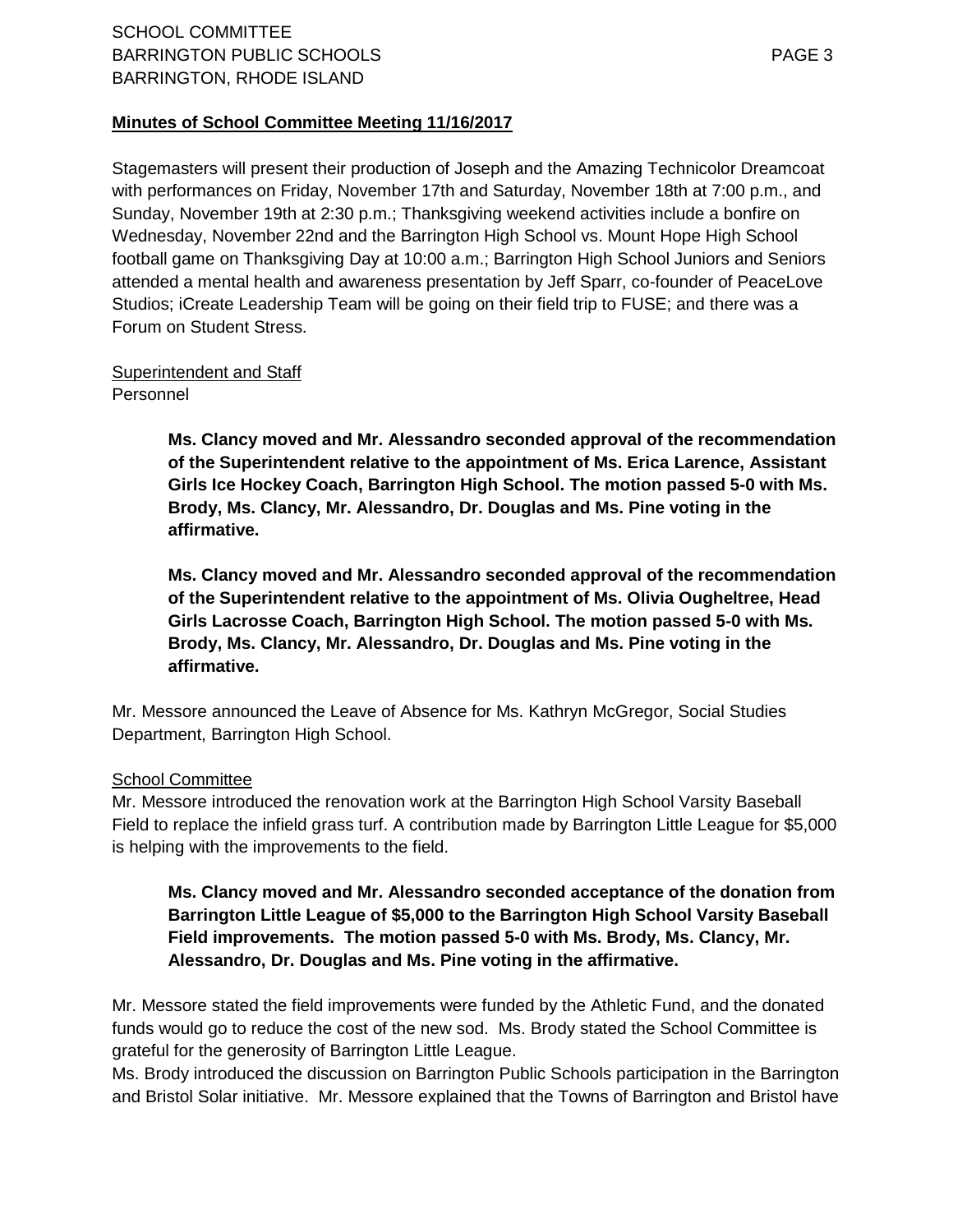**Minutes of School Committee Meeting 11/16/2017**

Stagemasters will present their production of Joseph and the Amazing Technicolor Dreamcoat with performances on Friday, November 17th and Saturday, November 18th at 7:00 p.m., and Sunday, November 19th at 2:30 p.m.; Thanksgiving weekend activities include a bonfire on Wednesday, November 22nd and the Barrington High School vs. Mount Hope High School football game on Thanksgiving Day at 10:00 a.m.; Barrington High School Juniors and Seniors attended a mental health and awareness presentation by Jeff Sparr, co-founder of PeaceLove Studios; iCreate Leadership Team will be going on their field trip to FUSE; and there was a Forum on Student Stress.

Superintendent and Staff

Personnel

> **Ms. Clancy moved and Mr. Alessandro seconded approval of the recommendation of the Superintendent relative to the appointment of Ms. Erica Larence, Assistant Girls Ice Hockey Coach, Barrington High School. The motion passed 5-0 with Ms. Brody, Ms. Clancy, Mr. Alessandro, Dr. Douglas and Ms. Pine voting in the affirmative.**

> **Ms. Clancy moved and Mr. Alessandro seconded approval of the recommendation of the Superintendent relative to the appointment of Ms. Olivia Ougheltree, Head Girls Lacrosse Coach, Barrington High School. The motion passed 5-0 with Ms. Brody, Ms. Clancy, Mr. Alessandro, Dr. Douglas and Ms. Pine voting in the affirmative.**

Mr. Messore announced the Leave of Absence for Ms. Kathryn McGregor, Social Studies Department, Barrington High School.

School Committee

Mr. Messore introduced the renovation work at the Barrington High School Varsity Baseball Field to replace the infield grass turf. A contribution made by Barrington Little League for $5,000 is helping with the improvements to the field.

> **Ms. Clancy moved and Mr. Alessandro seconded acceptance of the donation from Barrington Little League of $5,000 to the Barrington High School Varsity Baseball Field improvements. The motion passed 5-0 with Ms. Brody, Ms. Clancy, Mr. Alessandro, Dr. Douglas and Ms. Pine voting in the affirmative.**

Mr. Messore stated the field improvements were funded by the Athletic Fund, and the donated funds would go to reduce the cost of the new sod. Ms. Brody stated the School Committee is grateful for the generosity of Barrington Little League.

Ms. Brody introduced the discussion on Barrington Public Schools participation in the Barrington and Bristol Solar initiative. Mr. Messore explained that the Towns of Barrington and Bristol have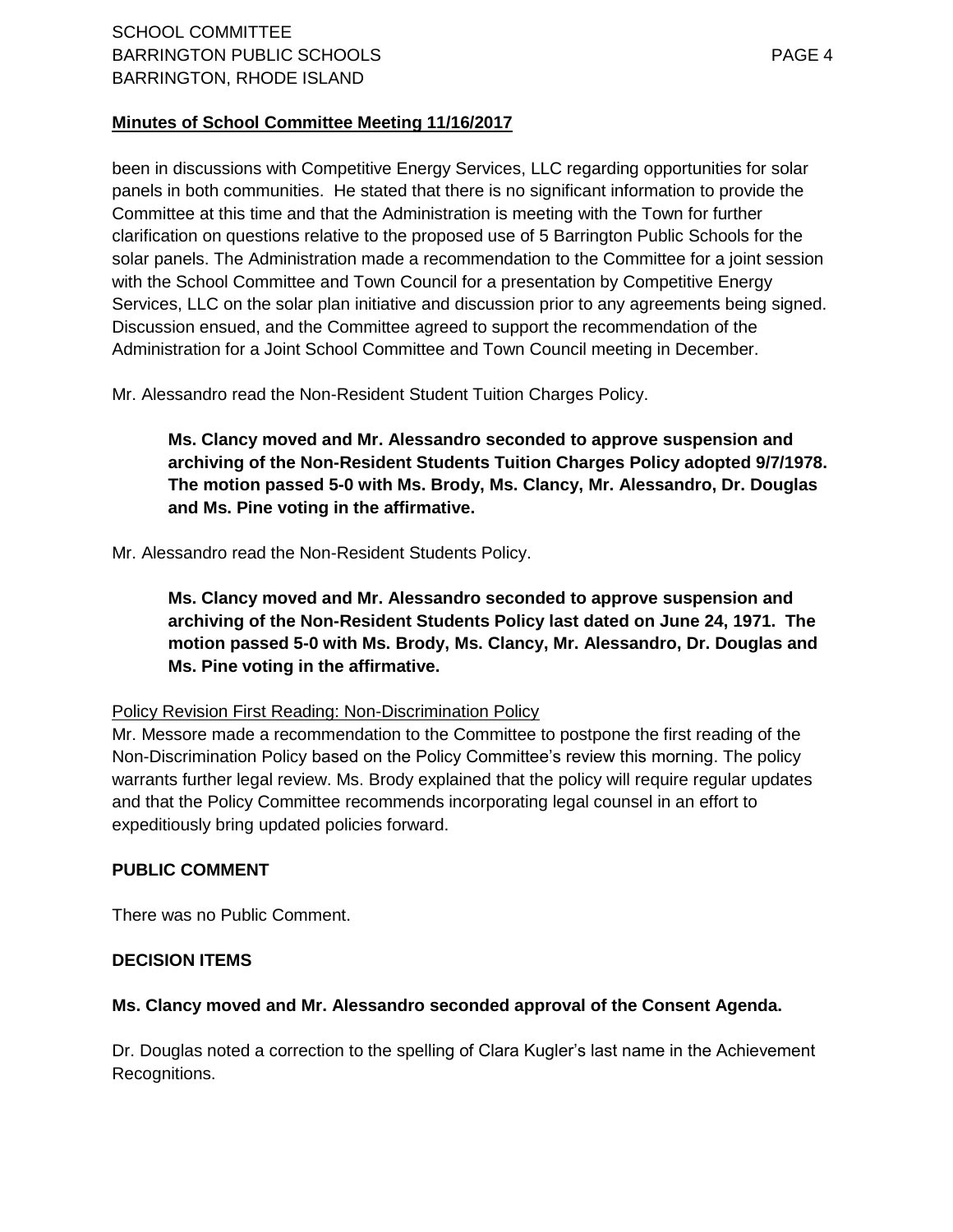**Minutes of School Committee Meeting 11/16/2017**

been in discussions with Competitive Energy Services, LLC regarding opportunities for solar panels in both communities. He stated that there is no significant information to provide the Committee at this time and that the Administration is meeting with the Town for further clarification on questions relative to the proposed use of 5 Barrington Public Schools for the solar panels. The Administration made a recommendation to the Committee for a joint session with the School Committee and Town Council for a presentation by Competitive Energy Services, LLC on the solar plan initiative and discussion prior to any agreements being signed. Discussion ensued, and the Committee agreed to support the recommendation of the Administration for a Joint School Committee and Town Council meeting in December.

Mr. Alessandro read the Non-Resident Student Tuition Charges Policy.

> **Ms. Clancy moved and Mr. Alessandro seconded to approve suspension and archiving of the Non-Resident Students Tuition Charges Policy adopted 9/7/1978. The motion passed 5-0 with Ms. Brody, Ms. Clancy, Mr. Alessandro, Dr. Douglas and Ms. Pine voting in the affirmative.**

Mr. Alessandro read the Non-Resident Students Policy.

> **Ms. Clancy moved and Mr. Alessandro seconded to approve suspension and archiving of the Non-Resident Students Policy last dated on June 24, 1971. The motion passed 5-0 with Ms. Brody, Ms. Clancy, Mr. Alessandro, Dr. Douglas and Ms. Pine voting in the affirmative.**

Policy Revision First Reading: Non-Discrimination Policy

Mr. Messore made a recommendation to the Committee to postpone the first reading of the Non-Discrimination Policy based on the Policy Committee's review this morning. The policy warrants further legal review. Ms. Brody explained that the policy will require regular updates and that the Policy Committee recommends incorporating legal counsel in an effort to expeditiously bring updated policies forward.

**PUBLIC COMMENT**

There was no Public Comment.

**DECISION ITEMS**

**Ms. Clancy moved and Mr. Alessandro seconded approval of the Consent Agenda.**

Dr. Douglas noted a correction to the spelling of Clara Kugler's last name in the Achievement Recognitions.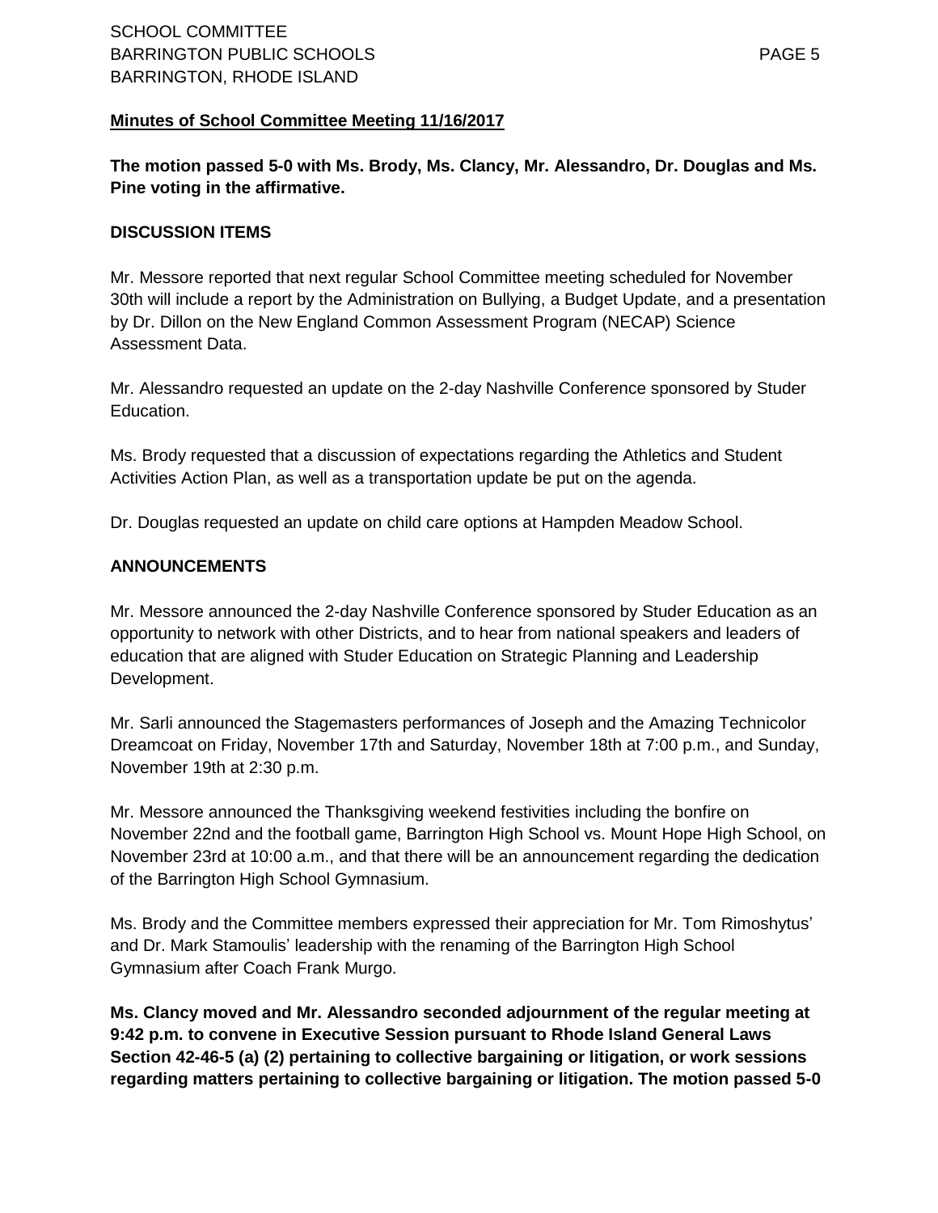**Minutes of School Committee Meeting 11/16/2017**

**The motion passed 5-0 with Ms. Brody, Ms. Clancy, Mr. Alessandro, Dr. Douglas and Ms. Pine voting in the affirmative.**

**DISCUSSION ITEMS**

Mr. Messore reported that next regular School Committee meeting scheduled for November 30th will include a report by the Administration on Bullying, a Budget Update, and a presentation by Dr. Dillon on the New England Common Assessment Program (NECAP) Science Assessment Data.

Mr. Alessandro requested an update on the 2-day Nashville Conference sponsored by Studer Education.

Ms. Brody requested that a discussion of expectations regarding the Athletics and Student Activities Action Plan, as well as a transportation update be put on the agenda.

Dr. Douglas requested an update on child care options at Hampden Meadow School.

**ANNOUNCEMENTS**

Mr. Messore announced the 2-day Nashville Conference sponsored by Studer Education as an opportunity to network with other Districts, and to hear from national speakers and leaders of education that are aligned with Studer Education on Strategic Planning and Leadership Development.

Mr. Sarli announced the Stagemasters performances of Joseph and the Amazing Technicolor Dreamcoat on Friday, November 17th and Saturday, November 18th at 7:00 p.m., and Sunday, November 19th at 2:30 p.m.

Mr. Messore announced the Thanksgiving weekend festivities including the bonfire on November 22nd and the football game, Barrington High School vs. Mount Hope High School, on November 23rd at 10:00 a.m., and that there will be an announcement regarding the dedication of the Barrington High School Gymnasium.

Ms. Brody and the Committee members expressed their appreciation for Mr. Tom Rimoshytus' and Dr. Mark Stamoulis' leadership with the renaming of the Barrington High School Gymnasium after Coach Frank Murgo.

**Ms. Clancy moved and Mr. Alessandro seconded adjournment of the regular meeting at 9:42 p.m. to convene in Executive Session pursuant to Rhode Island General Laws Section 42-46-5 (a) (2) pertaining to collective bargaining or litigation, or work sessions regarding matters pertaining to collective bargaining or litigation. The motion passed 5-0**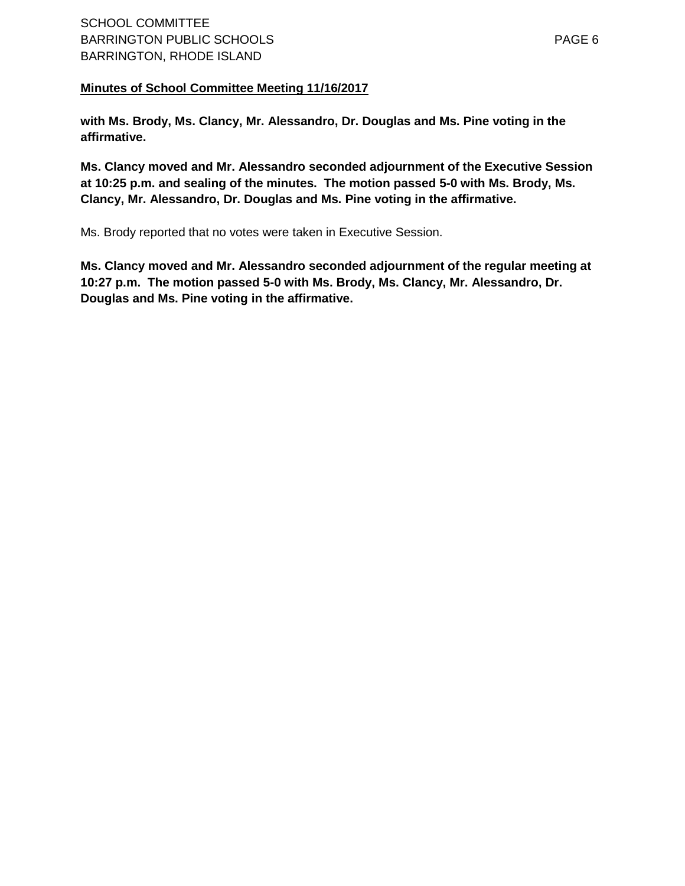**Minutes of School Committee Meeting 11/16/2017**

**with Ms. Brody, Ms. Clancy, Mr. Alessandro, Dr. Douglas and Ms. Pine voting in the affirmative.**

**Ms. Clancy moved and Mr. Alessandro seconded adjournment of the Executive Session at 10:25 p.m. and sealing of the minutes. The motion passed 5-0 with Ms. Brody, Ms. Clancy, Mr. Alessandro, Dr. Douglas and Ms. Pine voting in the affirmative.**

Ms. Brody reported that no votes were taken in Executive Session.

**Ms. Clancy moved and Mr. Alessandro seconded adjournment of the regular meeting at 10:27 p.m. The motion passed 5-0 with Ms. Brody, Ms. Clancy, Mr. Alessandro, Dr. Douglas and Ms. Pine voting in the affirmative.**